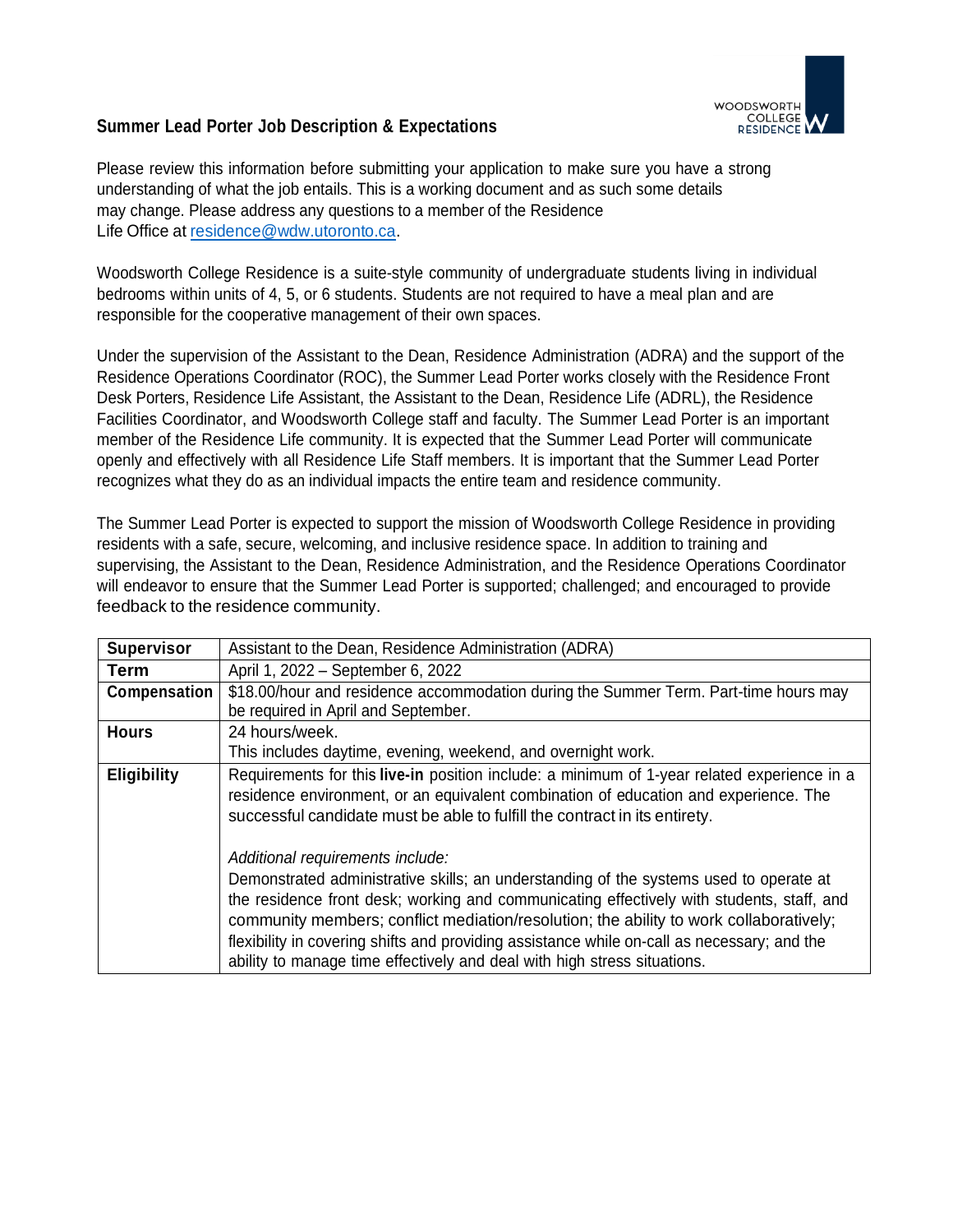## Summary Lead Porter Job Description & Expectations

Please review this information before submitting your application to make sure you have a strong understanding of what the job entails. This is a working document and as such some details may change. Please address any questions to a member of the Residence Life Office at residence@wdw.utoronto.ca.

Woodsworth College Residence is a suite-style community of undergraduate students living in individual bedrooms within units of 4, 5, or 6 students. Students are not required to have a meal plan and are responsible for the cooperative management of their own spaces.

Under the supervision of the Assistant to the Dean, Residence Administration (ADRA) and the support of the Residence Operations Coordinator (ROC), the Summer Lead Porter works closely with the Residence Front Desk Porters, Residence Life Assistant, the Assistant to the Dean, Residence Life (ADRL), the Residence Facilities Coordinator, and Woodsworth College staff and faculty. The Summer Lead Porter is an important member of the Residence Life community. It is expected that the Summer Lead Porter will communicate openly and effectively with all Residence Life Staff members. It is important that the Summer Lead Porter recognizes what they do as an individual impacts the entire team and residence community.

The Summer Lead Porter is expected to support the mission of Woodsworth College Residence in providing residents with a safe, secure, welcoming, and inclusive residence space. In addition to training and supervising, the Assistant to the Dean, Residence Administration, and the Residence Operations Coordinator will endeavor to ensure that the Summer Lead Porter is supported; challenged; and encouraged to provide feedback to the residence community.

| | |
|---|---|
| **Supervisor** | Assistant to the Dean, Residence Administration (ADRA) |
| **Term** | April 1, 2022 – September 6, 2022 |
| **Compensation** | $18.00/hour and residence accommodation during the Summer Term. Part-time hours may be required in April and September. |
| **Hours** | 24 hours/week.<br>This includes daytime, evening, weekend, and overnight work. |
| **Eligibility** | Requirements for this **live-in** position include: a minimum of 1-year related experience in a residence environment, or an equivalent combination of education and experience. The successful candidate must be able to fulfill the contract in its entirety.<br><br>*Additional requirements include:*<br>Demonstrated administrative skills; an understanding of the systems used to operate at the residence front desk; working and communicating effectively with students, staff, and community members; conflict mediation/resolution; the ability to work collaboratively; flexibility in covering shifts and providing assistance while on-call as necessary; and the ability to manage time effectively and deal with high stress situations. |

## Summer Lead Porter Job Description & Expectations

Please review this information before submitting your application to make sure you have a strong understanding of what the job entails. This is a working document and as such some details may change. Please address any questions to a member of the Residence Life Office at residence@wdw.utoronto.ca.

Woodsworth College Residence is a suite-style community of undergraduate students living in individual bedrooms within units of 4, 5, or 6 students. Students are not required to have a meal plan and are responsible for the cooperative management of their own spaces.

Under the supervision of the Assistant to the Dean, Residence Administration (ADRA) and the support of the Residence Operations Coordinator (ROC), the Summer Lead Porter works closely with the Residence Front Desk Porters, Residence Life Assistant, the Assistant to the Dean, Residence Life (ADRL), the Residence Facilities Coordinator, and Woodsworth College staff and faculty. The Summer Lead Porter is an important member of the Residence Life community. It is expected that the Summer Lead Porter will communicate openly and effectively with all Residence Life Staff members. It is important that the Summer Lead Porter recognizes what they do as an individual impacts the entire team and residence community.

The Summer Lead Porter is expected to support the mission of Woodsworth College Residence in providing residents with a safe, secure, welcoming, and inclusive residence space. In addition to training and supervising, the Assistant to the Dean, Residence Administration, and the Residence Operations Coordinator will endeavor to ensure that the Summer Lead Porter is supported; challenged; and encouraged to provide feedback to the residence community.

| | |
|---|---|
| **Supervisor** | Assistant to the Dean, Residence Administration (ADRA) |
| **Term** | April 1, 2022 – September 6, 2022 |
| **Compensation** | $18.00/hour and residence accommodation during the Summer Term. Part-time hours may be required in April and September. |
| **Hours** | 24 hours/week.<br>This includes daytime, evening, weekend, and overnight work. |
| **Eligibility** | Requirements for this **live-in** position include: a minimum of 1-year related experience in a residence environment, or an equivalent combination of education and experience. The successful candidate must be able to fulfill the contract in its entirety.<br><br>*Additional requirements include:*<br>Demonstrated administrative skills; an understanding of the systems used to operate at the residence front desk; working and communicating effectively with students, staff, and community members; conflict mediation/resolution; the ability to work collaboratively; flexibility in covering shifts and providing assistance while on-call as necessary; and the ability to manage time effectively and deal with high stress situations. |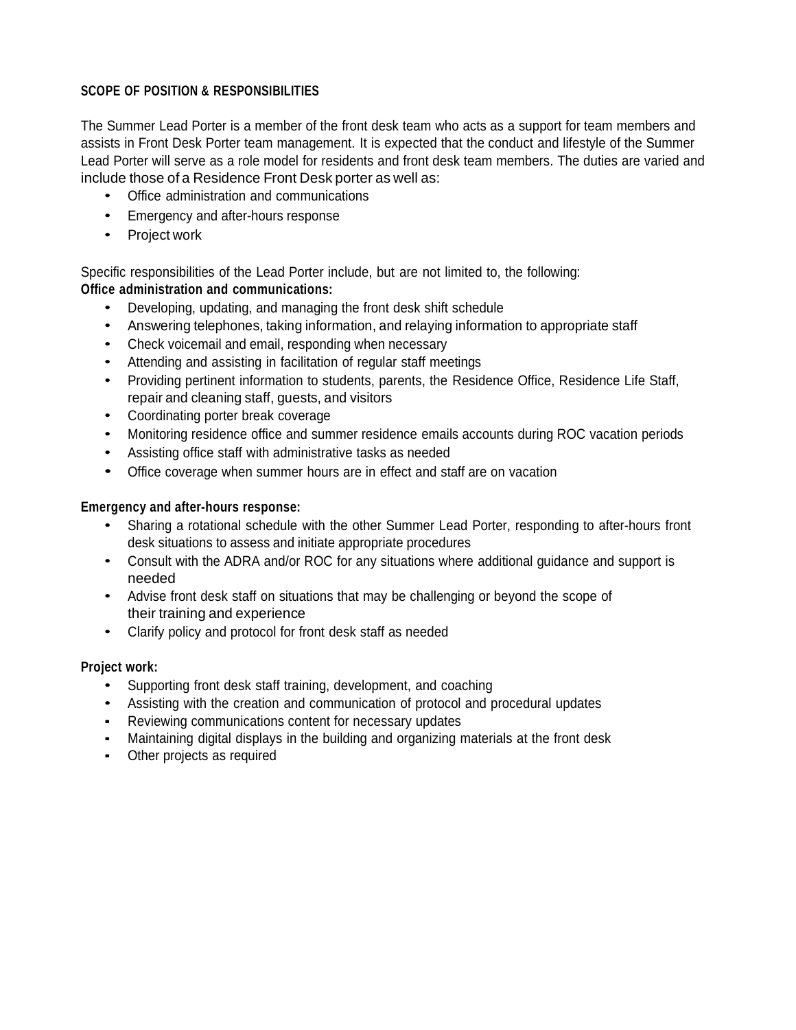**SCOPE OF POSITION & RESPONSIBILITIES**

The Summer Lead Porter is a member of the front desk team who acts as a support for team members and assists in Front Desk Porter team management. It is expected that the conduct and lifestyle of the Summer Lead Porter will serve as a role model for residents and front desk team members. The duties are varied and include those of a Residence Front Desk porter as well as:

- Office administration and communications
- Emergency and after-hours response
- Project work

Specific responsibilities of the Lead Porter include, but are not limited to, the following:

**Office administration and communications:**

- Developing, updating, and managing the front desk shift schedule
- Answering telephones, taking information, and relaying information to appropriate staff
- Check voicemail and email, responding when necessary
- Attending and assisting in facilitation of regular staff meetings
- Providing pertinent information to students, parents, the Residence Office, Residence Life Staff, repair and cleaning staff, guests, and visitors
- Coordinating porter break coverage
- Monitoring residence office and summer residence emails accounts during ROC vacation periods
- Assisting office staff with administrative tasks as needed
- Office coverage when summer hours are in effect and staff are on vacation

**Emergency and after-hours response:**

- Sharing a rotational schedule with the other Summer Lead Porter, responding to after-hours front desk situations to assess and initiate appropriate procedures
- Consult with the ADRA and/or ROC for any situations where additional guidance and support is needed
- Advise front desk staff on situations that may be challenging or beyond the scope of their training and experience
- Clarify policy and protocol for front desk staff as needed

**Project work:**

- Supporting front desk staff training, development, and coaching
- Assisting with the creation and communication of protocol and procedural updates
- Reviewing communications content for necessary updates
- Maintaining digital displays in the building and organizing materials at the front desk
- Other projects as required